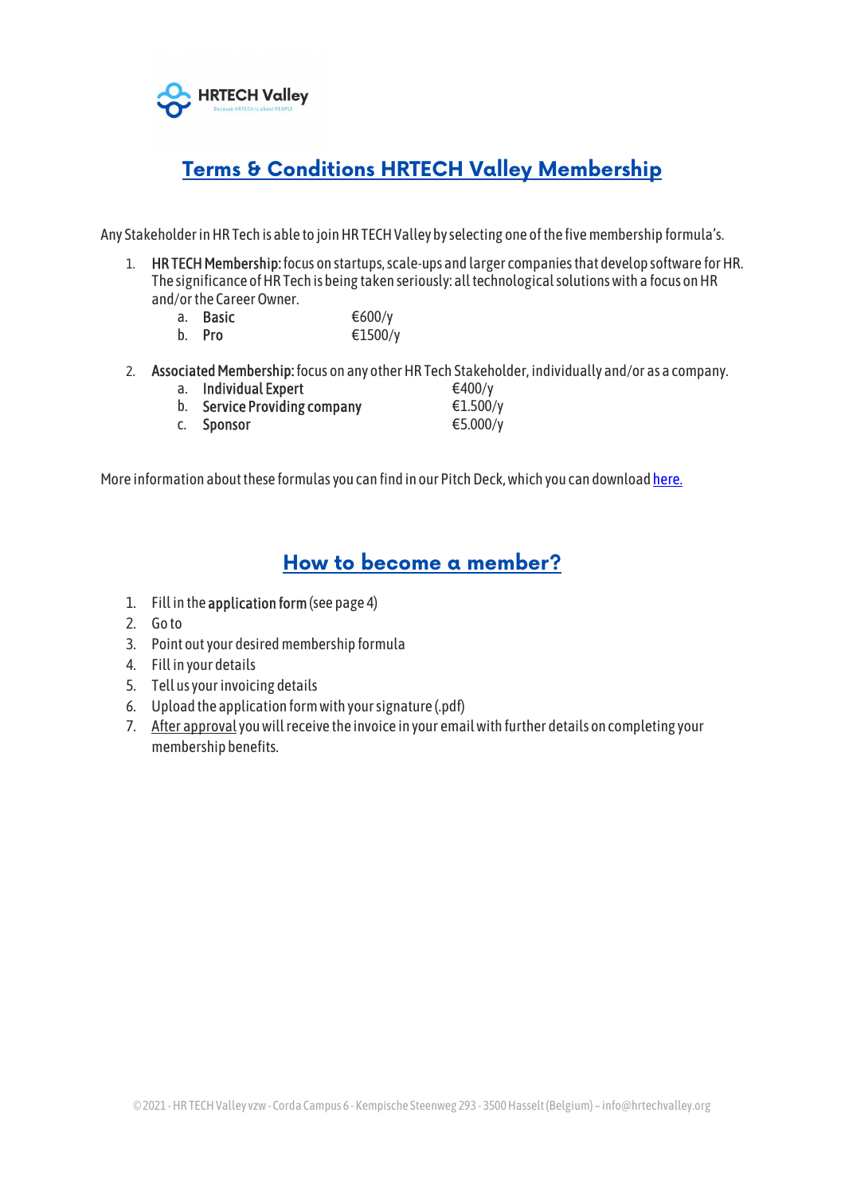HRTECH Valley

Because HRTECH is about PEOPLE

# Terms & Conditions HRTECH Valley Membership

Any Stakeholder in HR Tech is able to join HR TECH Valley by selecting one of the five membership formula's.

1. **HR TECH Membership**: focus on startups, scale-ups and larger companies that develop software for HR. The significance of HR Tech is being taken seriously: all technological solutions with a focus on HR and/or the Career Owner.
   a. **Basic** €600/y
   b. **Pro** €1500/y

2. **Associated Membership:** focus on any other HR Tech Stakeholder, individually and/or as a company.
   a. **Individual Expert** €400/y
   b. **Service Providing company** €1.500/y
   c. **Sponsor** €5.000/y

More information about these formulas you can find in our Pitch Deck, which you can download [here.]

# How to become a member?

1. Fill in the **application form** (see page 4)
2. Go to
3. Point out your desired membership formula
4. Fill in your details
5. Tell us your invoicing details
6. Upload the application form with your signature (.pdf)
7. After approval you will receive the invoice in your email with further details on completing your membership benefits.

©2021 - HR TECH Valley vzw - Corda Campus 6 - Kempische Steenweg 293 - 3500 Hasselt (Belgium) – info@hrtechvalley.org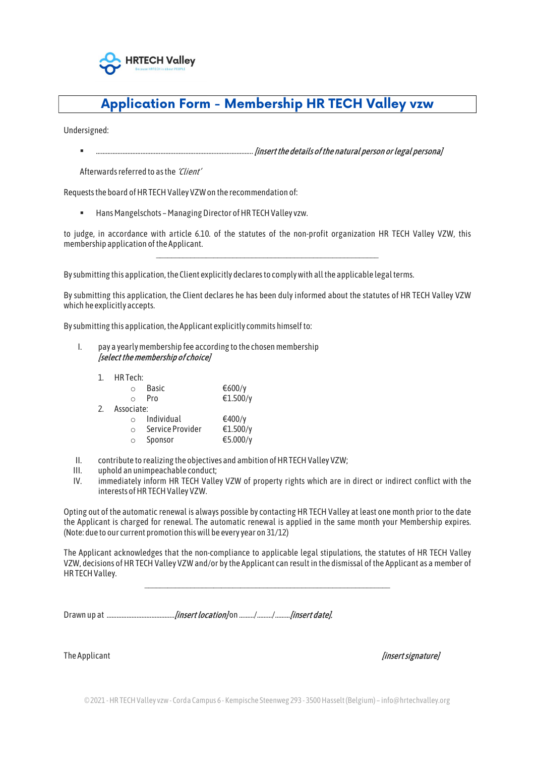# Application Form – Membership HR TECH Valley vzw

Undersigned:

- .................................................................................................. *[insert the details of the natural person or legal persona]*

Afterwards referred to as the *'Client'*

Requests the board of HR TECH Valley VZW on the recommendation of:

- Hans Mangelschots – Managing Director of HR TECH Valley vzw.

to judge, in accordance with article 6.10. of the statutes of the non-profit organization HR TECH Valley VZW, this membership application of the Applicant.

---

By submitting this application, the Client explicitly declares to comply with all the applicable legal terms.

By submitting this application, the Client declares he has been duly informed about the statutes of HR TECH Valley VZW which he explicitly accepts.

By submitting this application, the Applicant explicitly commits himself to:

I. pay a yearly membership fee according to the chosen membership *[select the membership of choice]*

   1. HR Tech:
      - Basic €600/y
      - Pro €1.500/y
   2. Associate:
      - Individual €400/y
      - Service Provider €1.500/y
      - Sponsor €5.000/y

II. contribute to realizing the objectives and ambition of HR TECH Valley VZW;

III. uphold an unimpeachable conduct;

IV. immediately inform HR TECH Valley VZW of property rights which are in direct or indirect conflict with the interests of HR TECH Valley VZW.

Opting out of the automatic renewal is always possible by contacting HR TECH Valley at least one month prior to the date the Applicant is charged for renewal. The automatic renewal is applied in the same month your Membership expires. (Note: due to our current promotion this will be every year on 31/12)

The Applicant acknowledges that the non-compliance to applicable legal stipulations, the statutes of HR TECH Valley VZW, decisions of HR TECH Valley VZW and/or by the Applicant can result in the dismissal of the Applicant as a member of HR TECH Valley.

---

Drawn up at ..........................................*[insert location]* on ........./........./.........*[insert date].*

The Applicant *[insert signature]*